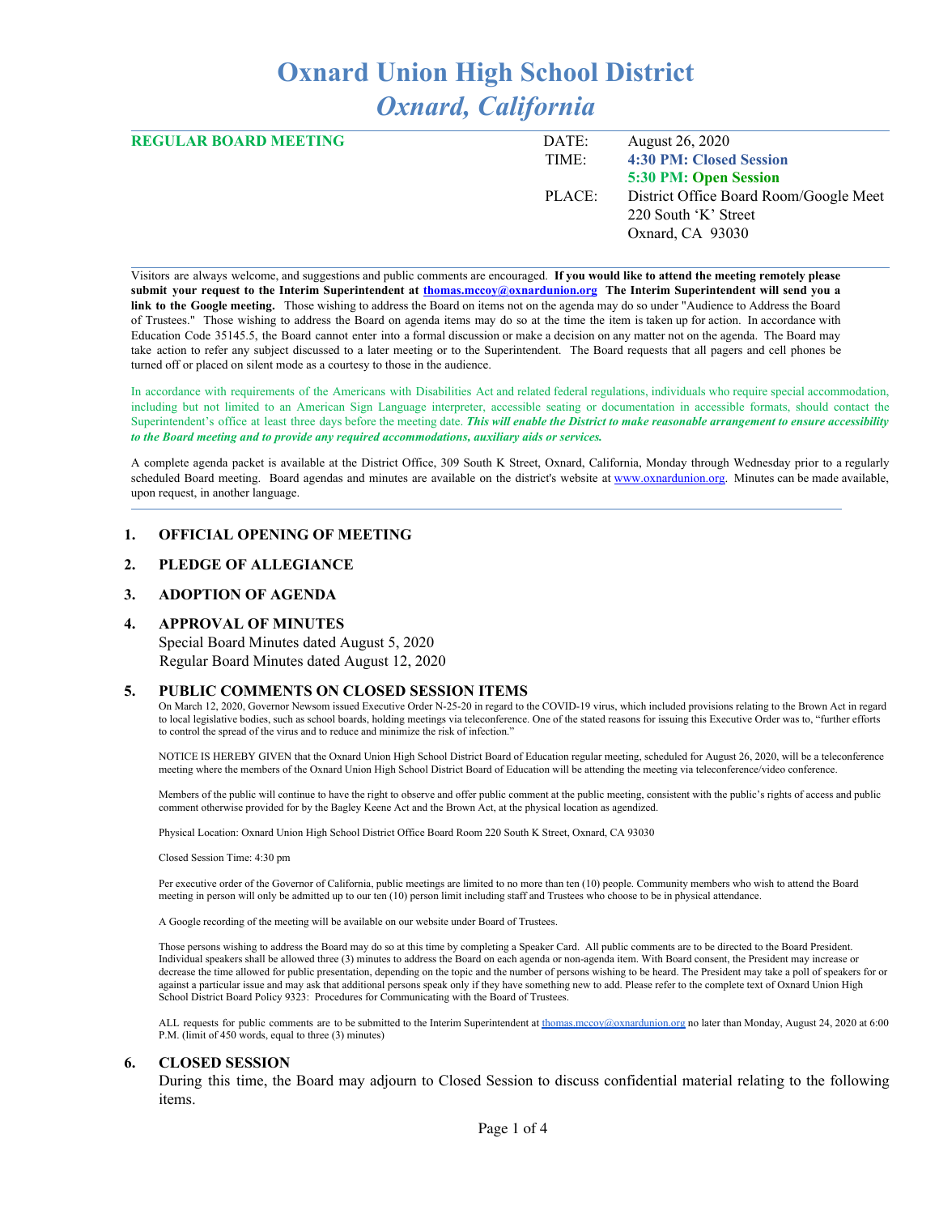# Oxnard Union High School District

## *Oxnard, California*

**REGULAR BOARD MEETING**

| | |
|---|---|
| DATE: | August 26, 2020 |
| TIME: | **4:30 PM: Closed Session** |
| | **5:30 PM: Open Session** |
| PLACE: | District Office Board Room/Google Meet |
| | 220 South 'K' Street |
| | Oxnard, CA 93030 |

Visitors are always welcome, and suggestions and public comments are encouraged. **If you would like to attend the meeting remotely please submit your request to the Interim Superintendent at thomas.mccoy@oxnardunion.org The Interim Superintendent will send you a link to the Google meeting.** Those wishing to address the Board on items not on the agenda may do so under "Audience to Address the Board of Trustees." Those wishing to address the Board on agenda items may do so at the time the item is taken up for action. In accordance with Education Code 35145.5, the Board cannot enter into a formal discussion or make a decision on any matter not on the agenda. The Board may take action to refer any subject discussed to a later meeting or to the Superintendent. The Board requests that all pagers and cell phones be turned off or placed on silent mode as a courtesy to those in the audience.

In accordance with requirements of the Americans with Disabilities Act and related federal regulations, individuals who require special accommodation, including but not limited to an American Sign Language interpreter, accessible seating or documentation in accessible formats, should contact the Superintendent's office at least three days before the meeting date. ***This will enable the District to make reasonable arrangement to ensure accessibility to the Board meeting and to provide any required accommodations, auxiliary aids or services.***

A complete agenda packet is available at the District Office, 309 South K Street, Oxnard, California, Monday through Wednesday prior to a regularly scheduled Board meeting. Board agendas and minutes are available on the district's website at www.oxnardunion.org. Minutes can be made available, upon request, in another language.

## 1. OFFICIAL OPENING OF MEETING

## 2. PLEDGE OF ALLEGIANCE

## 3. ADOPTION OF AGENDA

## 4. APPROVAL OF MINUTES

Special Board Minutes dated August 5, 2020
Regular Board Minutes dated August 12, 2020

## 5. PUBLIC COMMENTS ON CLOSED SESSION ITEMS

On March 12, 2020, Governor Newsom issued Executive Order N-25-20 in regard to the COVID-19 virus, which included provisions relating to the Brown Act in regard to local legislative bodies, such as school boards, holding meetings via teleconference. One of the stated reasons for issuing this Executive Order was to, "further efforts to control the spread of the virus and to reduce and minimize the risk of infection."

NOTICE IS HEREBY GIVEN that the Oxnard Union High School District Board of Education regular meeting, scheduled for August 26, 2020, will be a teleconference meeting where the members of the Oxnard Union High School District Board of Education will be attending the meeting via teleconference/video conference.

Members of the public will continue to have the right to observe and offer public comment at the public meeting, consistent with the public's rights of access and public comment otherwise provided for by the Bagley Keene Act and the Brown Act, at the physical location as agendized.

Physical Location: Oxnard Union High School District Office Board Room 220 South K Street, Oxnard, CA 93030

Closed Session Time: 4:30 pm

Per executive order of the Governor of California, public meetings are limited to no more than ten (10) people. Community members who wish to attend the Board meeting in person will only be admitted up to our ten (10) person limit including staff and Trustees who choose to be in physical attendance.

A Google recording of the meeting will be available on our website under Board of Trustees.

Those persons wishing to address the Board may do so at this time by completing a Speaker Card. All public comments are to be directed to the Board President. Individual speakers shall be allowed three (3) minutes to address the Board on each agenda or non-agenda item. With Board consent, the President may increase or decrease the time allowed for public presentation, depending on the topic and the number of persons wishing to be heard. The President may take a poll of speakers for or against a particular issue and may ask that additional persons speak only if they have something new to add. Please refer to the complete text of Oxnard Union High School District Board Policy 9323: Procedures for Communicating with the Board of Trustees.

ALL requests for public comments are to be submitted to the Interim Superintendent at thomas.mccoy@oxnardunion.org no later than Monday, August 24, 2020 at 6:00 P.M. (limit of 450 words, equal to three (3) minutes)

## 6. CLOSED SESSION

During this time, the Board may adjourn to Closed Session to discuss confidential material relating to the following items.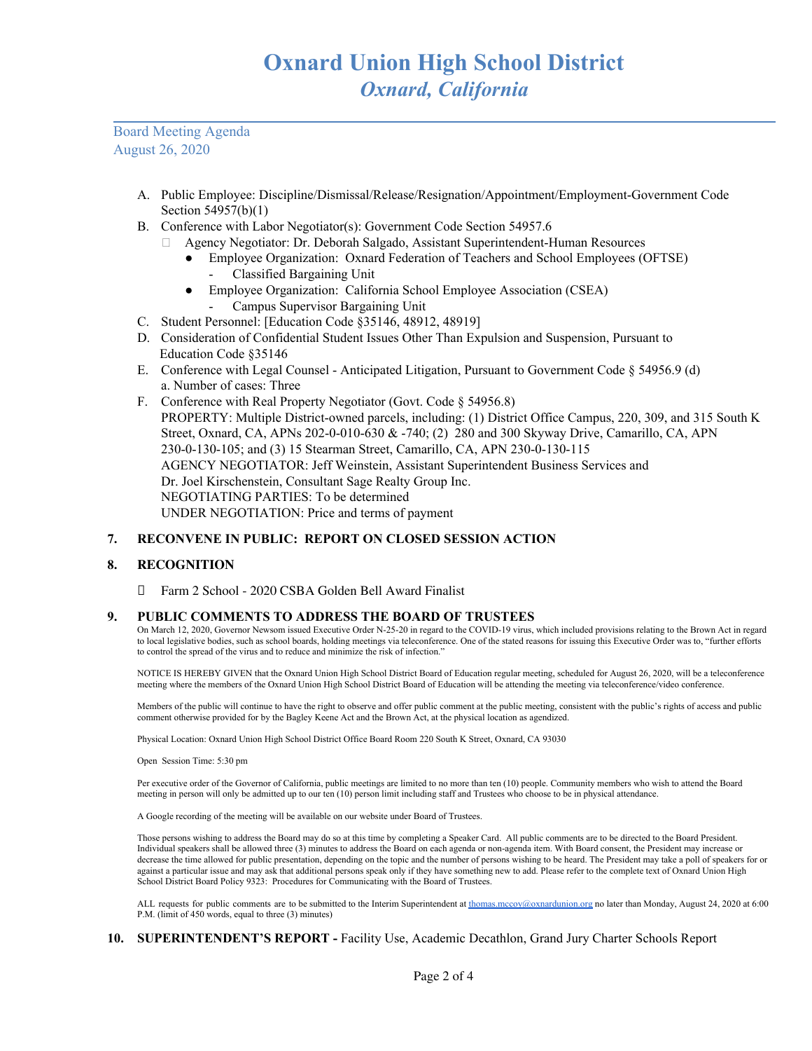A. Public Employee: Discipline/Dismissal/Release/Resignation/Appointment/Employment-Government Code Section 54957(b)(1)
B. Conference with Labor Negotiator(s): Government Code Section 54957.6
   - Agency Negotiator: Dr. Deborah Salgado, Assistant Superintendent-Human Resources
     - Employee Organization: Oxnard Federation of Teachers and School Employees (OFTSE)
       - Classified Bargaining Unit
     - Employee Organization: California School Employee Association (CSEA)
       - Campus Supervisor Bargaining Unit
C. Student Personnel: [Education Code §35146, 48912, 48919]
D. Consideration of Confidential Student Issues Other Than Expulsion and Suspension, Pursuant to Education Code §35146
E. Conference with Legal Counsel - Anticipated Litigation, Pursuant to Government Code § 54956.9 (d)
   a. Number of cases: Three
F. Conference with Real Property Negotiator (Govt. Code § 54956.8)
   PROPERTY: Multiple District-owned parcels, including: (1) District Office Campus, 220, 309, and 315 South K Street, Oxnard, CA, APNs 202-0-010-630 & -740; (2) 280 and 300 Skyway Drive, Camarillo, CA, APN 230-0-130-105; and (3) 15 Stearman Street, Camarillo, CA, APN 230-0-130-115
   AGENCY NEGOTIATOR: Jeff Weinstein, Assistant Superintendent Business Services and Dr. Joel Kirschenstein, Consultant Sage Realty Group Inc.
   NEGOTIATING PARTIES: To be determined
   UNDER NEGOTIATION: Price and terms of payment

## 7. RECONVENE IN PUBLIC: REPORT ON CLOSED SESSION ACTION

## 8. RECOGNITION

- Farm 2 School - 2020 CSBA Golden Bell Award Finalist

## 9. PUBLIC COMMENTS TO ADDRESS THE BOARD OF TRUSTEES

On March 12, 2020, Governor Newsom issued Executive Order N-25-20 in regard to the COVID-19 virus, which included provisions relating to the Brown Act in regard to local legislative bodies, such as school boards, holding meetings via teleconference. One of the stated reasons for issuing this Executive Order was to, "further efforts to control the spread of the virus and to reduce and minimize the risk of infection."

NOTICE IS HEREBY GIVEN that the Oxnard Union High School District Board of Education regular meeting, scheduled for August 26, 2020, will be a teleconference meeting where the members of the Oxnard Union High School District Board of Education will be attending the meeting via teleconference/video conference.

Members of the public will continue to have the right to observe and offer public comment at the public meeting, consistent with the public's rights of access and public comment otherwise provided for by the Bagley Keene Act and the Brown Act, at the physical location as agendized.

Physical Location: Oxnard Union High School District Office Board Room 220 South K Street, Oxnard, CA 93030

Open Session Time: 5:30 pm

Per executive order of the Governor of California, public meetings are limited to no more than ten (10) people. Community members who wish to attend the Board meeting in person will only be admitted up to our ten (10) person limit including staff and Trustees who choose to be in physical attendance.

A Google recording of the meeting will be available on our website under Board of Trustees.

Those persons wishing to address the Board may do so at this time by completing a Speaker Card. All public comments are to be directed to the Board President. Individual speakers shall be allowed three (3) minutes to address the Board on each agenda or non-agenda item. With Board consent, the President may increase or decrease the time allowed for public presentation, depending on the topic and the number of persons wishing to be heard. The President may take a poll of speakers for or against a particular issue and may ask that additional persons speak only if they have something new to add. Please refer to the complete text of Oxnard Union High School District Board Policy 9323: Procedures for Communicating with the Board of Trustees.

ALL requests for public comments are to be submitted to the Interim Superintendent at thomas.mccoy@oxnardunion.org no later than Monday, August 24, 2020 at 6:00 P.M. (limit of 450 words, equal to three (3) minutes)

## 10. SUPERINTENDENT'S REPORT - Facility Use, Academic Decathlon, Grand Jury Charter Schools Report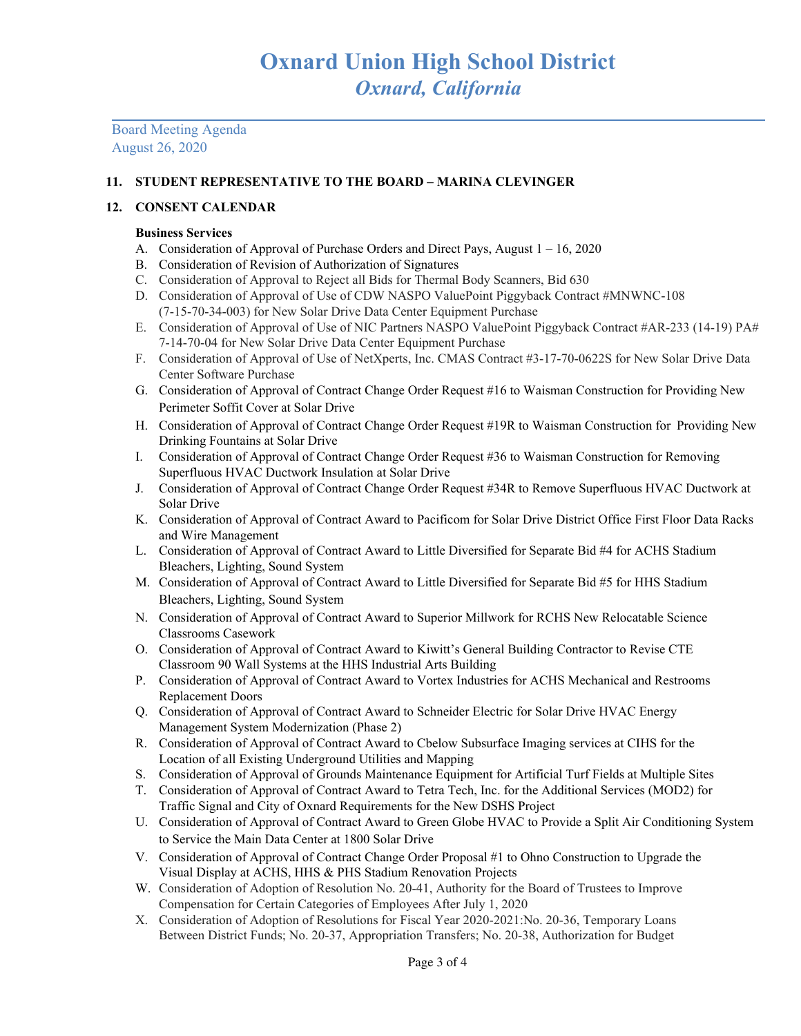# Oxnard Union High School District
## *Oxnard, California*

Board Meeting Agenda
August 26, 2020

**11. STUDENT REPRESENTATIVE TO THE BOARD – MARINA CLEVINGER**

**12. CONSENT CALENDAR**

**Business Services**

A. Consideration of Approval of Purchase Orders and Direct Pays, August 1 – 16, 2020
B. Consideration of Revision of Authorization of Signatures
C. Consideration of Approval to Reject all Bids for Thermal Body Scanners, Bid 630
D. Consideration of Approval of Use of CDW NASPO ValuePoint Piggyback Contract #MNWNC-108 (7-15-70-34-003) for New Solar Drive Data Center Equipment Purchase
E. Consideration of Approval of Use of NIC Partners NASPO ValuePoint Piggyback Contract #AR-233 (14-19) PA# 7-14-70-04 for New Solar Drive Data Center Equipment Purchase
F. Consideration of Approval of Use of NetXperts, Inc. CMAS Contract #3-17-70-0622S for New Solar Drive Data Center Software Purchase
G. Consideration of Approval of Contract Change Order Request #16 to Waisman Construction for Providing New Perimeter Soffit Cover at Solar Drive
H. Consideration of Approval of Contract Change Order Request #19R to Waisman Construction for Providing New Drinking Fountains at Solar Drive
I. Consideration of Approval of Contract Change Order Request #36 to Waisman Construction for Removing Superfluous HVAC Ductwork Insulation at Solar Drive
J. Consideration of Approval of Contract Change Order Request #34R to Remove Superfluous HVAC Ductwork at Solar Drive
K. Consideration of Approval of Contract Award to Pacificom for Solar Drive District Office First Floor Data Racks and Wire Management
L. Consideration of Approval of Contract Award to Little Diversified for Separate Bid #4 for ACHS Stadium Bleachers, Lighting, Sound System
M. Consideration of Approval of Contract Award to Little Diversified for Separate Bid #5 for HHS Stadium Bleachers, Lighting, Sound System
N. Consideration of Approval of Contract Award to Superior Millwork for RCHS New Relocatable Science Classrooms Casework
O. Consideration of Approval of Contract Award to Kiwitt's General Building Contractor to Revise CTE Classroom 90 Wall Systems at the HHS Industrial Arts Building
P. Consideration of Approval of Contract Award to Vortex Industries for ACHS Mechanical and Restrooms Replacement Doors
Q. Consideration of Approval of Contract Award to Schneider Electric for Solar Drive HVAC Energy Management System Modernization (Phase 2)
R. Consideration of Approval of Contract Award to Cbelow Subsurface Imaging services at CIHS for the Location of all Existing Underground Utilities and Mapping
S. Consideration of Approval of Grounds Maintenance Equipment for Artificial Turf Fields at Multiple Sites
T. Consideration of Approval of Contract Award to Tetra Tech, Inc. for the Additional Services (MOD2) for Traffic Signal and City of Oxnard Requirements for the New DSHS Project
U. Consideration of Approval of Contract Award to Green Globe HVAC to Provide a Split Air Conditioning System to Service the Main Data Center at 1800 Solar Drive
V. Consideration of Approval of Contract Change Order Proposal #1 to Ohno Construction to Upgrade the Visual Display at ACHS, HHS & PHS Stadium Renovation Projects
W. Consideration of Adoption of Resolution No. 20-41, Authority for the Board of Trustees to Improve Compensation for Certain Categories of Employees After July 1, 2020
X. Consideration of Adoption of Resolutions for Fiscal Year 2020-2021:No. 20-36, Temporary Loans Between District Funds; No. 20-37, Appropriation Transfers; No. 20-38, Authorization for Budget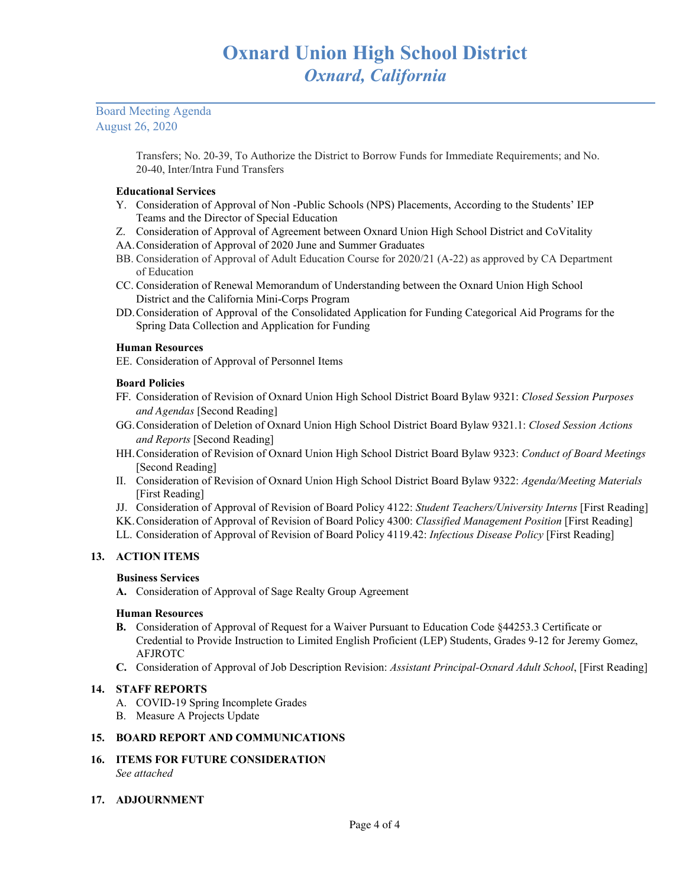Transfers; No. 20-39, To Authorize the District to Borrow Funds for Immediate Requirements; and No. 20-40, Inter/Intra Fund Transfers

**Educational Services**

Y. Consideration of Approval of Non -Public Schools (NPS) Placements, According to the Students' IEP Teams and the Director of Special Education

Z. Consideration of Approval of Agreement between Oxnard Union High School District and CoVitality

AA. Consideration of Approval of 2020 June and Summer Graduates

BB. Consideration of Approval of Adult Education Course for 2020/21 (A-22) as approved by CA Department of Education

CC. Consideration of Renewal Memorandum of Understanding between the Oxnard Union High School District and the California Mini-Corps Program

DD. Consideration of Approval of the Consolidated Application for Funding Categorical Aid Programs for the Spring Data Collection and Application for Funding

**Human Resources**

EE. Consideration of Approval of Personnel Items

**Board Policies**

FF. Consideration of Revision of Oxnard Union High School District Board Bylaw 9321: *Closed Session Purposes and Agendas* [Second Reading]

GG. Consideration of Deletion of Oxnard Union High School District Board Bylaw 9321.1: *Closed Session Actions and Reports* [Second Reading]

HH. Consideration of Revision of Oxnard Union High School District Board Bylaw 9323: *Conduct of Board Meetings* [Second Reading]

II. Consideration of Revision of Oxnard Union High School District Board Bylaw 9322: *Agenda/Meeting Materials* [First Reading]

JJ. Consideration of Approval of Revision of Board Policy 4122: *Student Teachers/University Interns* [First Reading]

KK. Consideration of Approval of Revision of Board Policy 4300: *Classified Management Position* [First Reading]

LL. Consideration of Approval of Revision of Board Policy 4119.42: *Infectious Disease Policy* [First Reading]

**13. ACTION ITEMS**

**Business Services**

**A.** Consideration of Approval of Sage Realty Group Agreement

**Human Resources**

**B.** Consideration of Approval of Request for a Waiver Pursuant to Education Code §44253.3 Certificate or Credential to Provide Instruction to Limited English Proficient (LEP) Students, Grades 9-12 for Jeremy Gomez, AFJROTC

**C.** Consideration of Approval of Job Description Revision: *Assistant Principal-Oxnard Adult School*, [First Reading]

**14. STAFF REPORTS**

A. COVID-19 Spring Incomplete Grades

B. Measure A Projects Update

**15. BOARD REPORT AND COMMUNICATIONS**

**16. ITEMS FOR FUTURE CONSIDERATION**

*See attached*

**17. ADJOURNMENT**